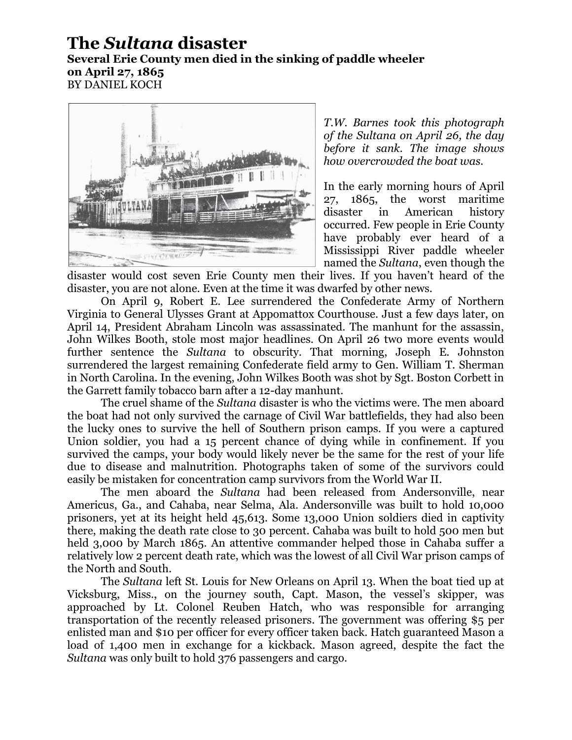# The *Sultana* disaster

**Several Erie County men died in the sinking of paddle wheeler on April 27, 1865**

BY DANIEL KOCH

*T.W. Barnes took this photograph of the Sultana on April 26, the day before it sank. The image shows how overcrowded the boat was.*

In the early morning hours of April 27, 1865, the worst maritime disaster in American history occurred. Few people in Erie County have probably ever heard of a Mississippi River paddle wheeler named the *Sultana*, even though the disaster would cost seven Erie County men their lives. If you haven't heard of the disaster, you are not alone. Even at the time it was dwarfed by other news.

On April 9, Robert E. Lee surrendered the Confederate Army of Northern Virginia to General Ulysses Grant at Appomattox Courthouse. Just a few days later, on April 14, President Abraham Lincoln was assassinated. The manhunt for the assassin, John Wilkes Booth, stole most major headlines. On April 26 two more events would further sentence the *Sultana* to obscurity. That morning, Joseph E. Johnston surrendered the largest remaining Confederate field army to Gen. William T. Sherman in North Carolina. In the evening, John Wilkes Booth was shot by Sgt. Boston Corbett in the Garrett family tobacco barn after a 12-day manhunt.

The cruel shame of the *Sultana* disaster is who the victims were. The men aboard the boat had not only survived the carnage of Civil War battlefields, they had also been the lucky ones to survive the hell of Southern prison camps. If you were a captured Union soldier, you had a 15 percent chance of dying while in confinement. If you survived the camps, your body would likely never be the same for the rest of your life due to disease and malnutrition. Photographs taken of some of the survivors could easily be mistaken for concentration camp survivors from the World War II.

The men aboard the *Sultana* had been released from Andersonville, near Americus, Ga., and Cahaba, near Selma, Ala. Andersonville was built to hold 10,000 prisoners, yet at its height held 45,613. Some 13,000 Union soldiers died in captivity there, making the death rate close to 30 percent. Cahaba was built to hold 500 men but held 3,000 by March 1865. An attentive commander helped those in Cahaba suffer a relatively low 2 percent death rate, which was the lowest of all Civil War prison camps of the North and South.

The *Sultana* left St. Louis for New Orleans on April 13. When the boat tied up at Vicksburg, Miss., on the journey south, Capt. Mason, the vessel's skipper, was approached by Lt. Colonel Reuben Hatch, who was responsible for arranging transportation of the recently released prisoners. The government was offering $5 per enlisted man and $10 per officer for every officer taken back. Hatch guaranteed Mason a load of 1,400 men in exchange for a kickback. Mason agreed, despite the fact the *Sultana* was only built to hold 376 passengers and cargo.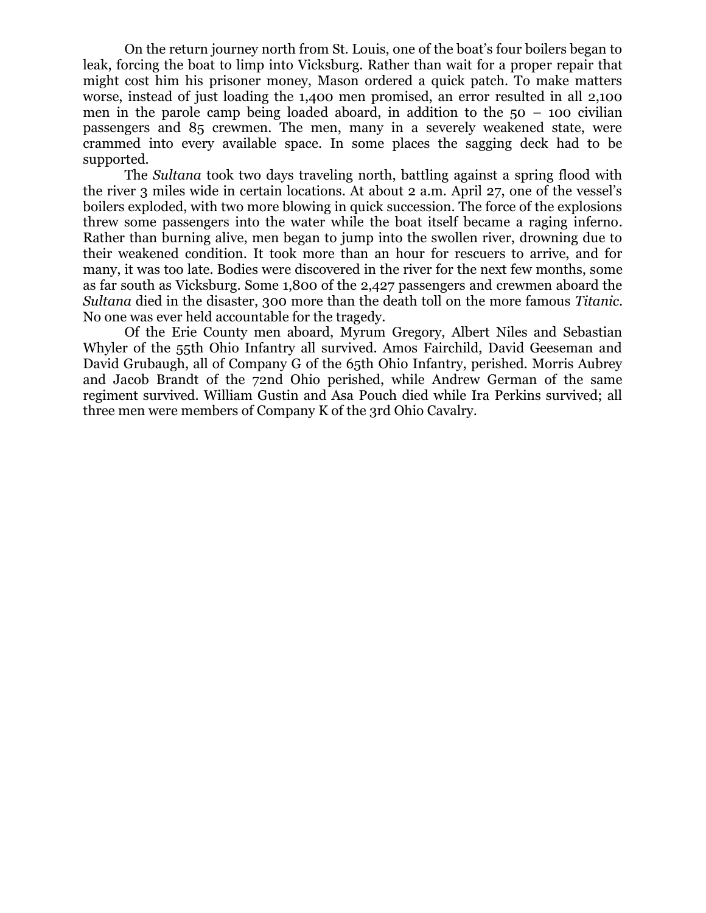On the return journey north from St. Louis, one of the boat's four boilers began to leak, forcing the boat to limp into Vicksburg. Rather than wait for a proper repair that might cost him his prisoner money, Mason ordered a quick patch. To make matters worse, instead of just loading the 1,400 men promised, an error resulted in all 2,100 men in the parole camp being loaded aboard, in addition to the 50 – 100 civilian passengers and 85 crewmen. The men, many in a severely weakened state, were crammed into every available space. In some places the sagging deck had to be supported.

The *Sultana* took two days traveling north, battling against a spring flood with the river 3 miles wide in certain locations. At about 2 a.m. April 27, one of the vessel's boilers exploded, with two more blowing in quick succession. The force of the explosions threw some passengers into the water while the boat itself became a raging inferno. Rather than burning alive, men began to jump into the swollen river, drowning due to their weakened condition. It took more than an hour for rescuers to arrive, and for many, it was too late. Bodies were discovered in the river for the next few months, some as far south as Vicksburg. Some 1,800 of the 2,427 passengers and crewmen aboard the *Sultana* died in the disaster, 300 more than the death toll on the more famous *Titanic*. No one was ever held accountable for the tragedy.

Of the Erie County men aboard, Myrum Gregory, Albert Niles and Sebastian Whyler of the 55th Ohio Infantry all survived. Amos Fairchild, David Geeseman and David Grubaugh, all of Company G of the 65th Ohio Infantry, perished. Morris Aubrey and Jacob Brandt of the 72nd Ohio perished, while Andrew German of the same regiment survived. William Gustin and Asa Pouch died while Ira Perkins survived; all three men were members of Company K of the 3rd Ohio Cavalry.